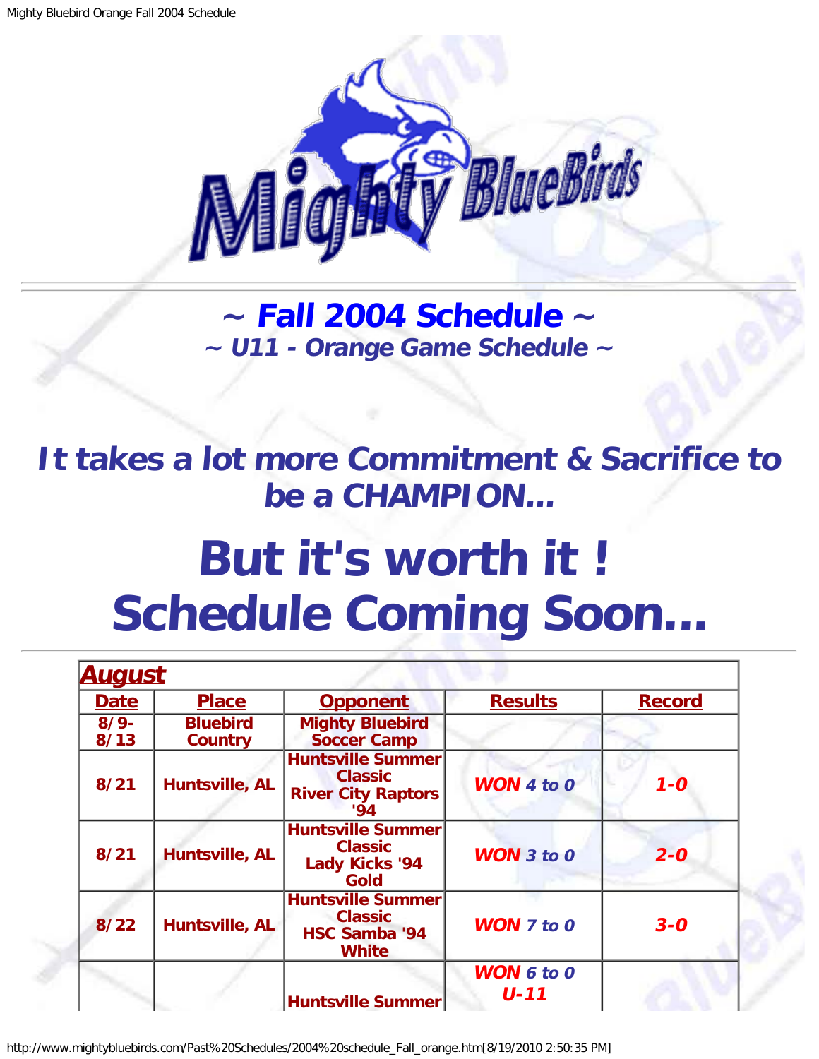## ~ Fall 2004 Schedule ~

### ~ U11 - Orange Game Schedule ~

## *It takes a lot more Commitment & Sacrifice to be a CHAMPION...*

# But it's worth it !
# Schedule Coming Soon...

| August | | | | |
|---|---|---|---|---|
| **Date** | **Place** | **Opponent** | **Results** | **Record** |
| 8/9-8/13 | Bluebird Country | Mighty Bluebird Soccer Camp | | |
| 8/21 | Huntsville, AL | Huntsville Summer Classic River City Raptors '94 | ***WON*** *4 to 0* | ***1-0*** |
| 8/21 | Huntsville, AL | Huntsville Summer Classic Lady Kicks '94 Gold | ***WON*** *3 to 0* | ***2-0*** |
| 8/22 | Huntsville, AL | Huntsville Summer Classic HSC Samba '94 White | ***WON*** *7 to 0* | ***3-0*** |
| | | Huntsville Summer | ***WON*** *6 to 0* ***U-11*** | |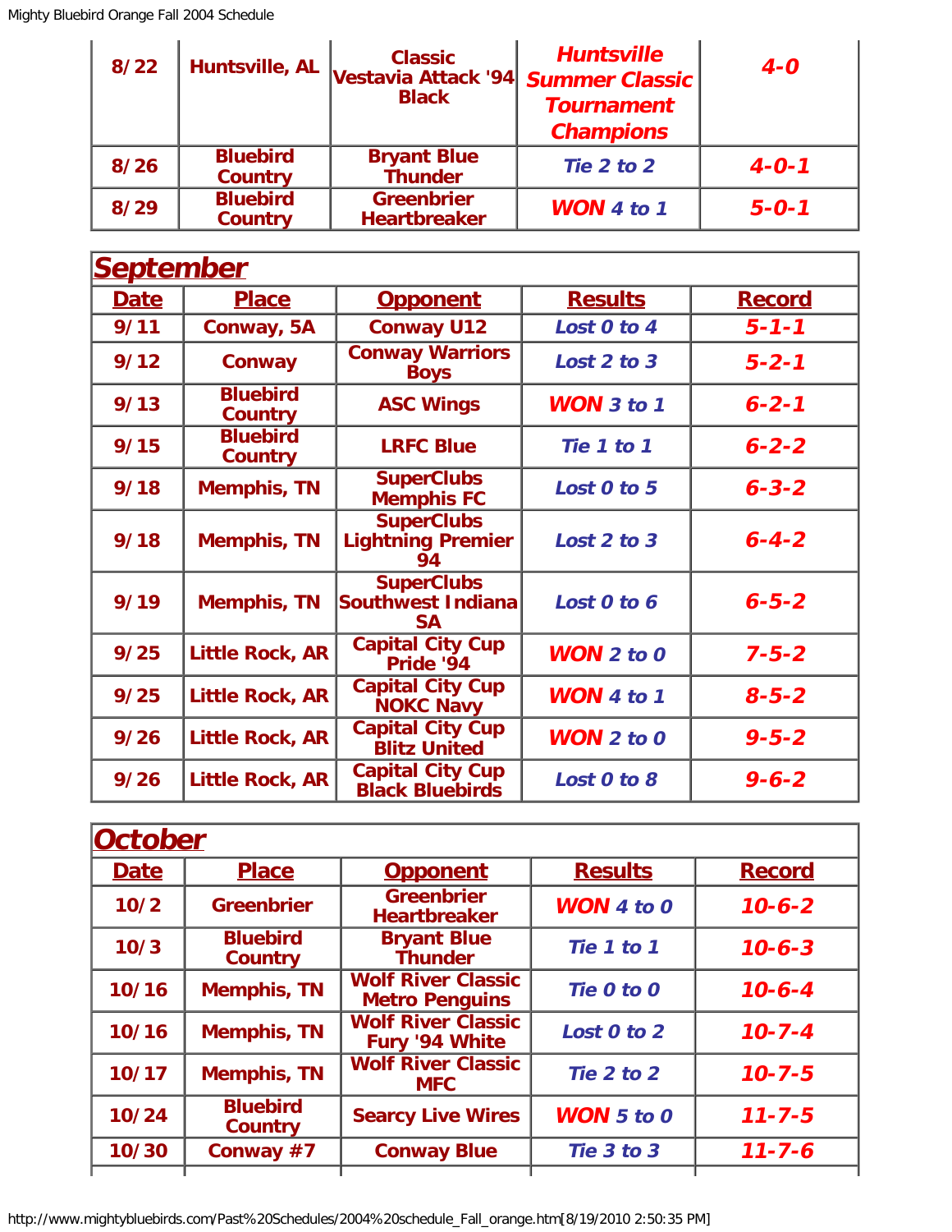| 8/22 | Huntsville, AL | Classic Vestavia Attack '94 Black | *Huntsville Summer Classic Tournament Champions* | *4-0* |
|---|---|---|---|---|
| 8/26 | Bluebird Country | Bryant Blue Thunder | *Tie 2 to 2* | *4-0-1* |
| 8/29 | Bluebird Country | Greenbrier Heartbreaker | *WON 4 to 1* | *5-0-1* |

## *September*

| Date | Place | Opponent | Results | Record |
|---|---|---|---|---|
| 9/11 | Conway, 5A | Conway U12 | *Lost 0 to 4* | *5-1-1* |
| 9/12 | Conway | Conway Warriors Boys | *Lost 2 to 3* | *5-2-1* |
| 9/13 | Bluebird Country | ASC Wings | *WON 3 to 1* | *6-2-1* |
| 9/15 | Bluebird Country | LRFC Blue | *Tie 1 to 1* | *6-2-2* |
| 9/18 | Memphis, TN | SuperClubs Memphis FC | *Lost 0 to 5* | *6-3-2* |
| 9/18 | Memphis, TN | SuperClubs Lightning Premier 94 | *Lost 2 to 3* | *6-4-2* |
| 9/19 | Memphis, TN | SuperClubs Southwest Indiana SA | *Lost 0 to 6* | *6-5-2* |
| 9/25 | Little Rock, AR | Capital City Cup Pride '94 | *WON 2 to 0* | *7-5-2* |
| 9/25 | Little Rock, AR | Capital City Cup NOKC Navy | *WON 4 to 1* | *8-5-2* |
| 9/26 | Little Rock, AR | Capital City Cup Blitz United | *WON 2 to 0* | *9-5-2* |
| 9/26 | Little Rock, AR | Capital City Cup Black Bluebirds | *Lost 0 to 8* | *9-6-2* |

## *October*

| Date | Place | Opponent | Results | Record |
|---|---|---|---|---|
| 10/2 | Greenbrier | Greenbrier Heartbreaker | *WON 4 to 0* | *10-6-2* |
| 10/3 | Bluebird Country | Bryant Blue Thunder | *Tie 1 to 1* | *10-6-3* |
| 10/16 | Memphis, TN | Wolf River Classic Metro Penguins | *Tie 0 to 0* | *10-6-4* |
| 10/16 | Memphis, TN | Wolf River Classic Fury '94 White | *Lost 0 to 2* | *10-7-4* |
| 10/17 | Memphis, TN | Wolf River Classic MFC | *Tie 2 to 2* | *10-7-5* |
| 10/24 | Bluebird Country | Searcy Live Wires | *WON 5 to 0* | *11-7-5* |
| 10/30 | Conway #7 | Conway Blue | *Tie 3 to 3* | *11-7-6* |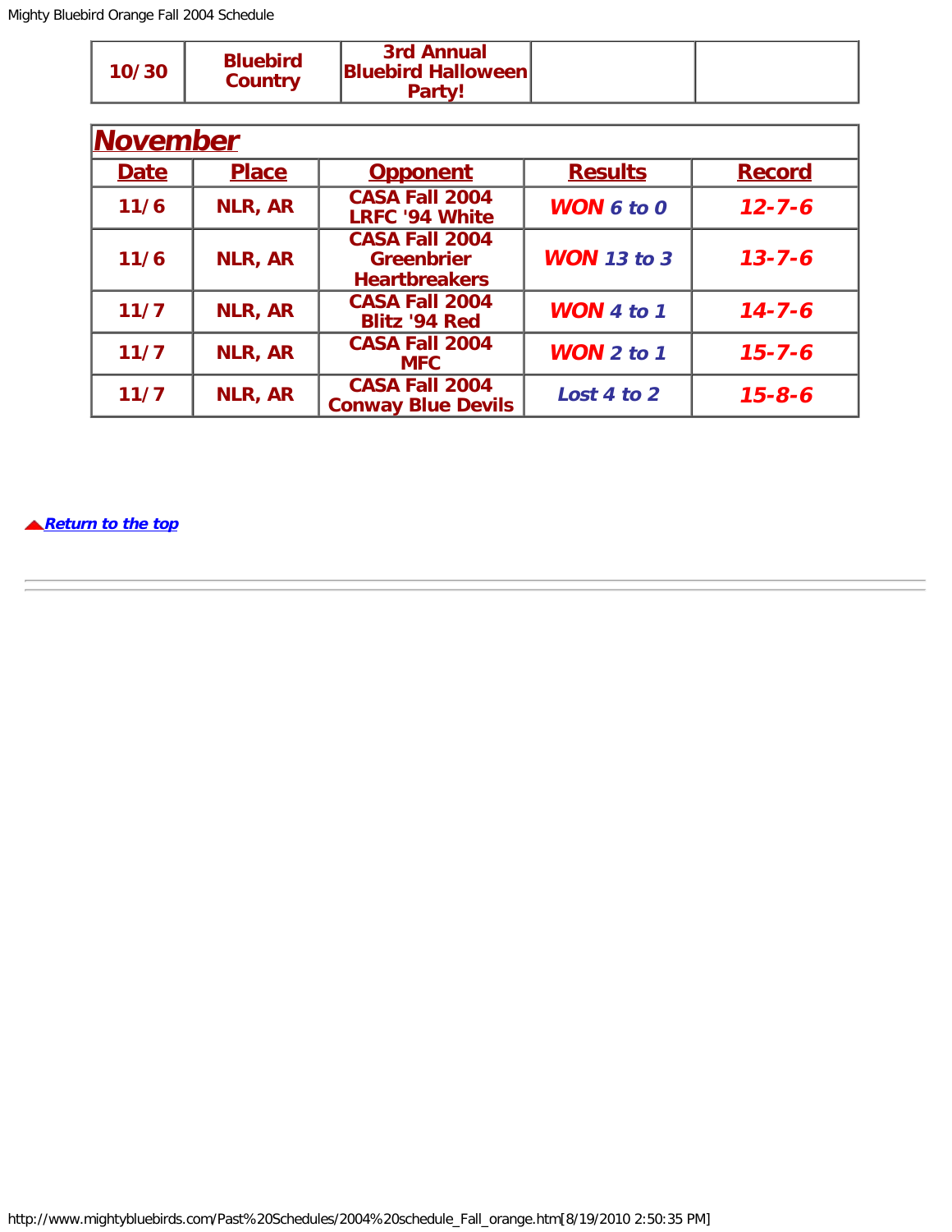| | | | | |
|---|---|---|---|---|
| 10/30 | Bluebird Country | 3rd Annual Bluebird Halloween Party! | | |

## *November*

| Date | Place | Opponent | Results | Record |
|---|---|---|---|---|
| 11/6 | NLR, AR | CASA Fall 2004 LRFC '94 White | ***WON*** *6 to 0* | *12-7-6* |
| 11/6 | NLR, AR | CASA Fall 2004 Greenbrier Heartbreakers | ***WON*** *13 to 3* | *13-7-6* |
| 11/7 | NLR, AR | CASA Fall 2004 Blitz '94 Red | ***WON*** *4 to 1* | *14-7-6* |
| 11/7 | NLR, AR | CASA Fall 2004 MFC | ***WON*** *2 to 1* | *15-7-6* |
| 11/7 | NLR, AR | CASA Fall 2004 Conway Blue Devils | *Lost 4 to 2* | *15-8-6* |

[Return to the top](#)

---